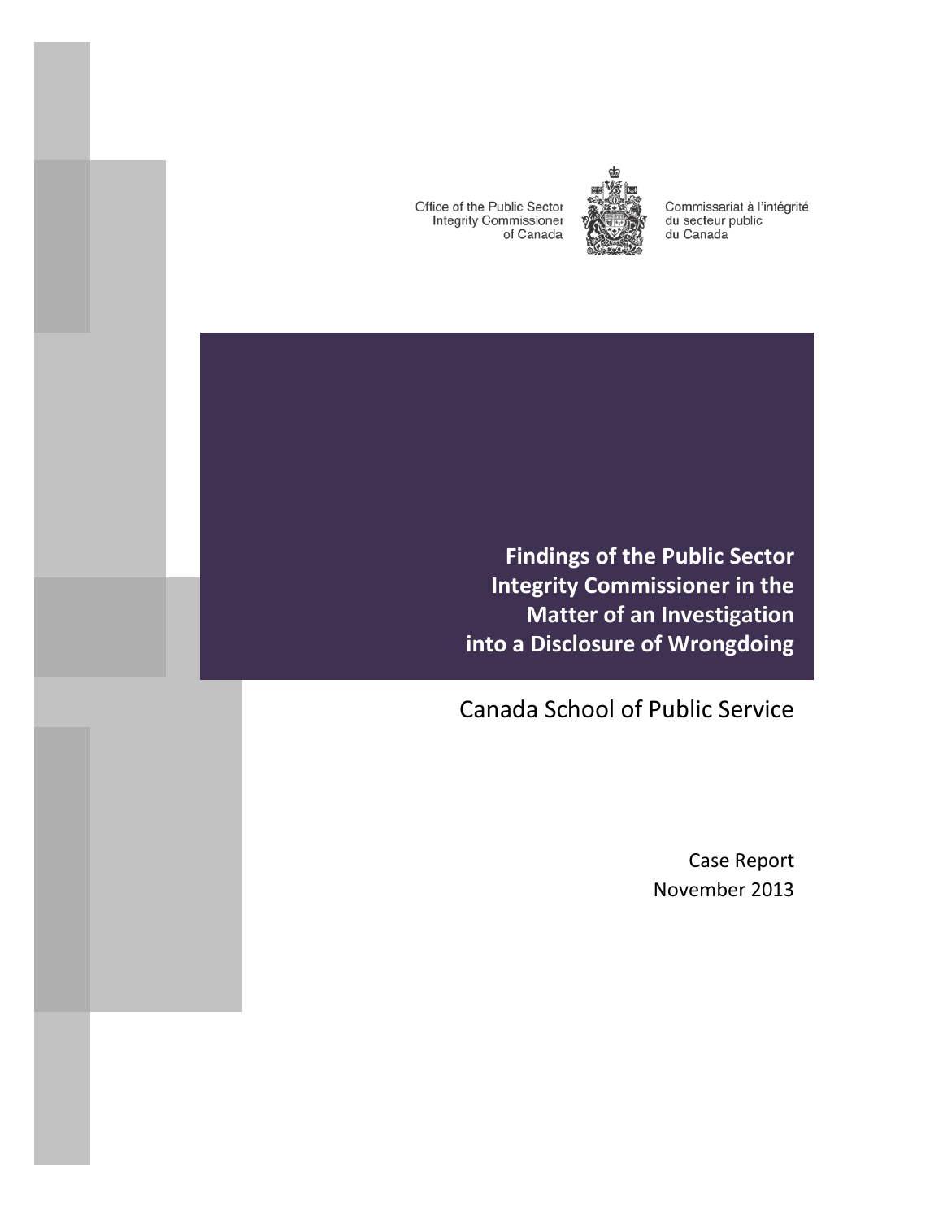Office of the Public Sector Integrity Commissioner of Canada

Commissariat à l'intégrité du secteur public du Canada

# Findings of the Public Sector Integrity Commissioner in the Matter of an Investigation into a Disclosure of Wrongdoing

## Canada School of Public Service

Case Report
November 2013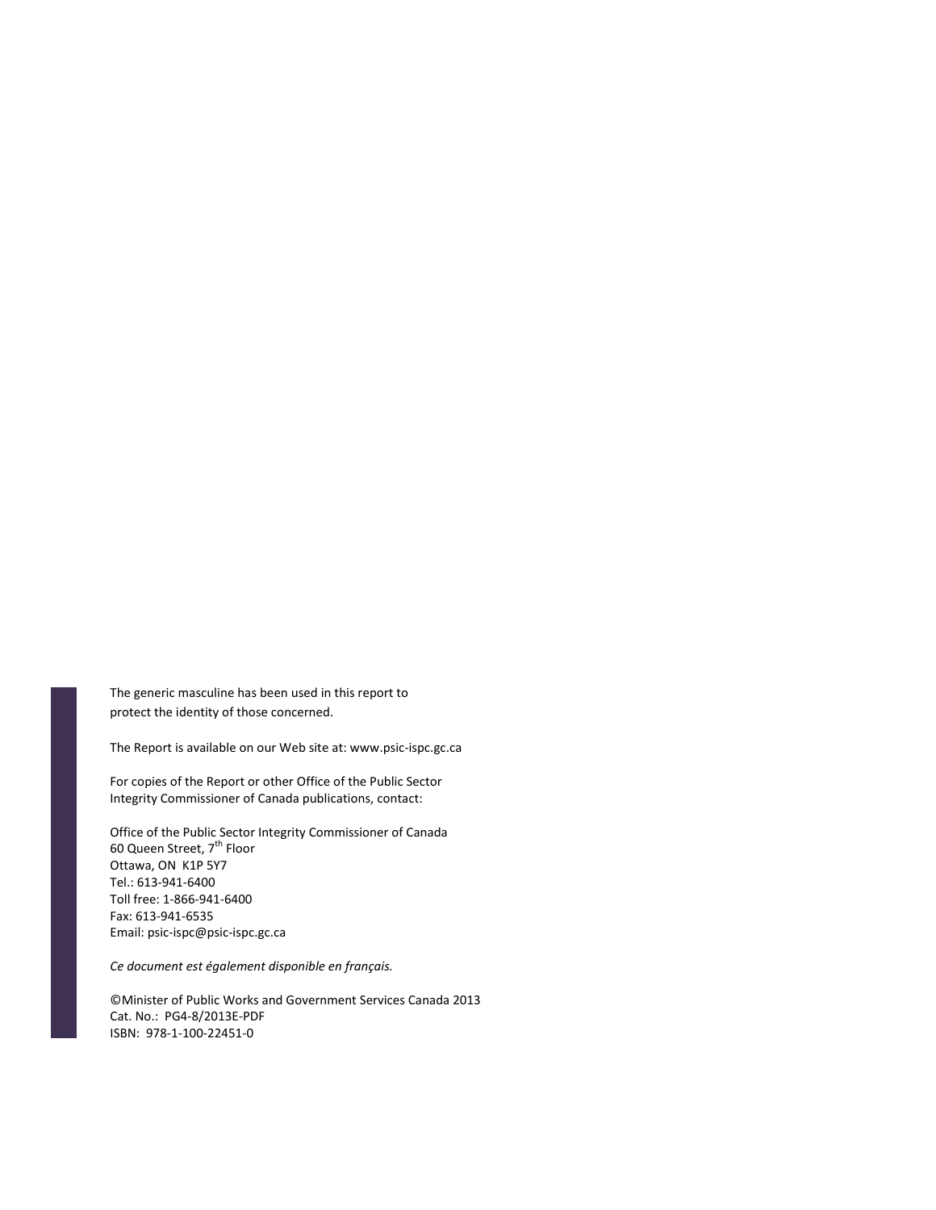The generic masculine has been used in this report to protect the identity of those concerned.

The Report is available on our Web site at: www.psic-ispc.gc.ca

For copies of the Report or other Office of the Public Sector Integrity Commissioner of Canada publications, contact:

Office of the Public Sector Integrity Commissioner of Canada  
60 Queen Street, 7th Floor  
Ottawa, ON  K1P 5Y7  
Tel.: 613-941-6400  
Toll free: 1-866-941-6400  
Fax: 613-941-6535  
Email: psic-ispc@psic-ispc.gc.ca

*Ce document est également disponible en français.*

©Minister of Public Works and Government Services Canada 2013  
Cat. No.:  PG4-8/2013E-PDF  
ISBN:  978-1-100-22451-0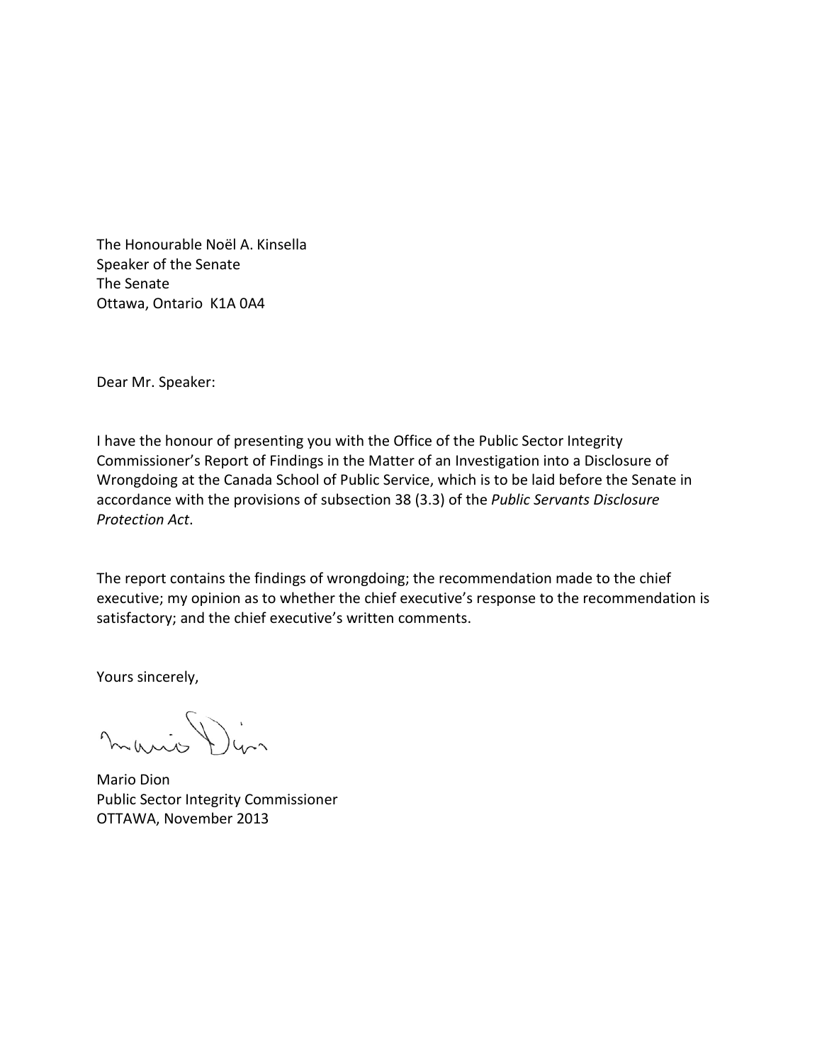The Honourable Noël A. Kinsella
Speaker of the Senate
The Senate
Ottawa, Ontario K1A 0A4

Dear Mr. Speaker:

I have the honour of presenting you with the Office of the Public Sector Integrity Commissioner's Report of Findings in the Matter of an Investigation into a Disclosure of Wrongdoing at the Canada School of Public Service, which is to be laid before the Senate in accordance with the provisions of subsection 38 (3.3) of the *Public Servants Disclosure Protection Act*.

The report contains the findings of wrongdoing; the recommendation made to the chief executive; my opinion as to whether the chief executive's response to the recommendation is satisfactory; and the chief executive's written comments.

Yours sincerely,

Mario Dion
Public Sector Integrity Commissioner
OTTAWA, November 2013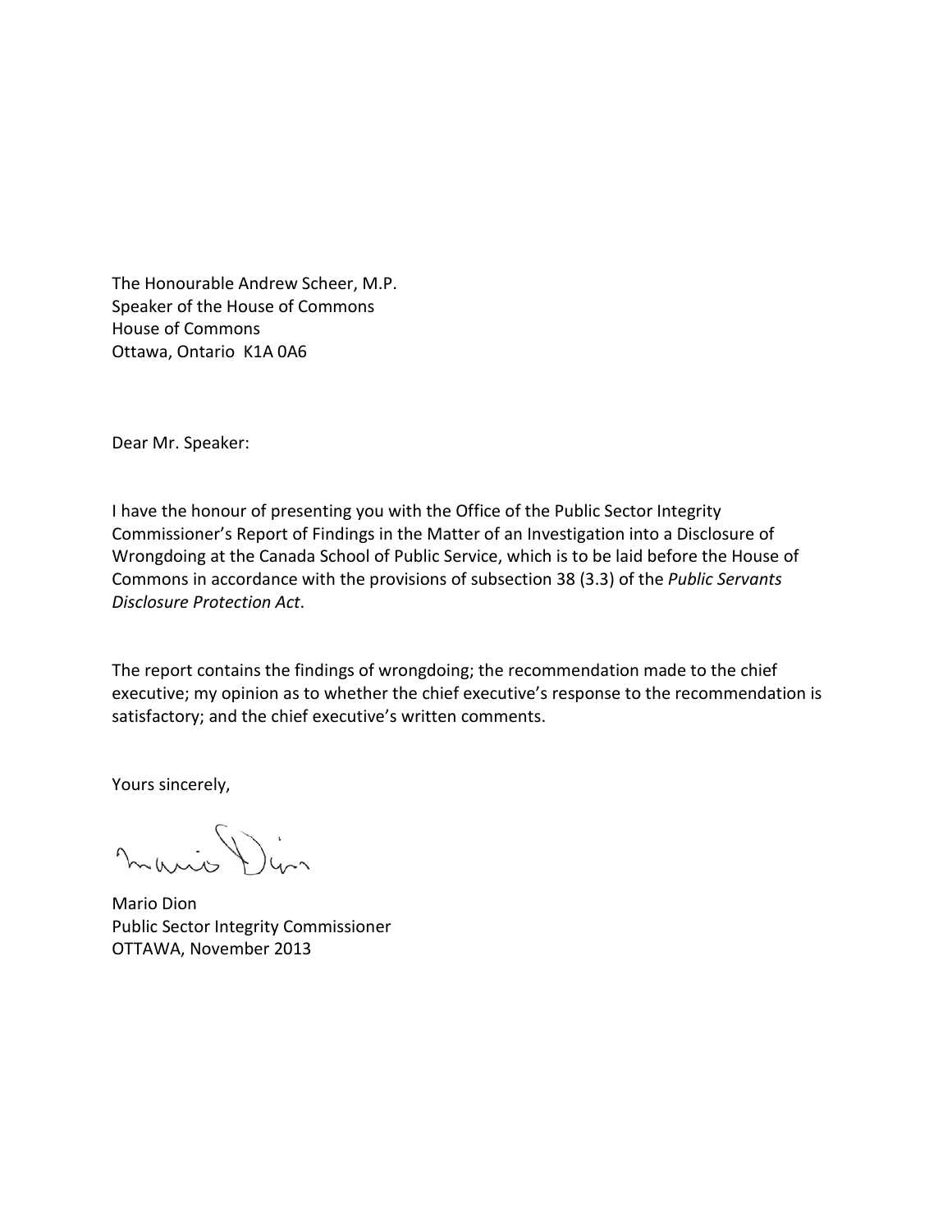The Honourable Andrew Scheer, M.P.
Speaker of the House of Commons
House of Commons
Ottawa, Ontario K1A 0A6

Dear Mr. Speaker:

I have the honour of presenting you with the Office of the Public Sector Integrity Commissioner's Report of Findings in the Matter of an Investigation into a Disclosure of Wrongdoing at the Canada School of Public Service, which is to be laid before the House of Commons in accordance with the provisions of subsection 38 (3.3) of the *Public Servants Disclosure Protection Act*.

The report contains the findings of wrongdoing; the recommendation made to the chief executive; my opinion as to whether the chief executive's response to the recommendation is satisfactory; and the chief executive's written comments.

Yours sincerely,

Mario Dion
Public Sector Integrity Commissioner
OTTAWA, November 2013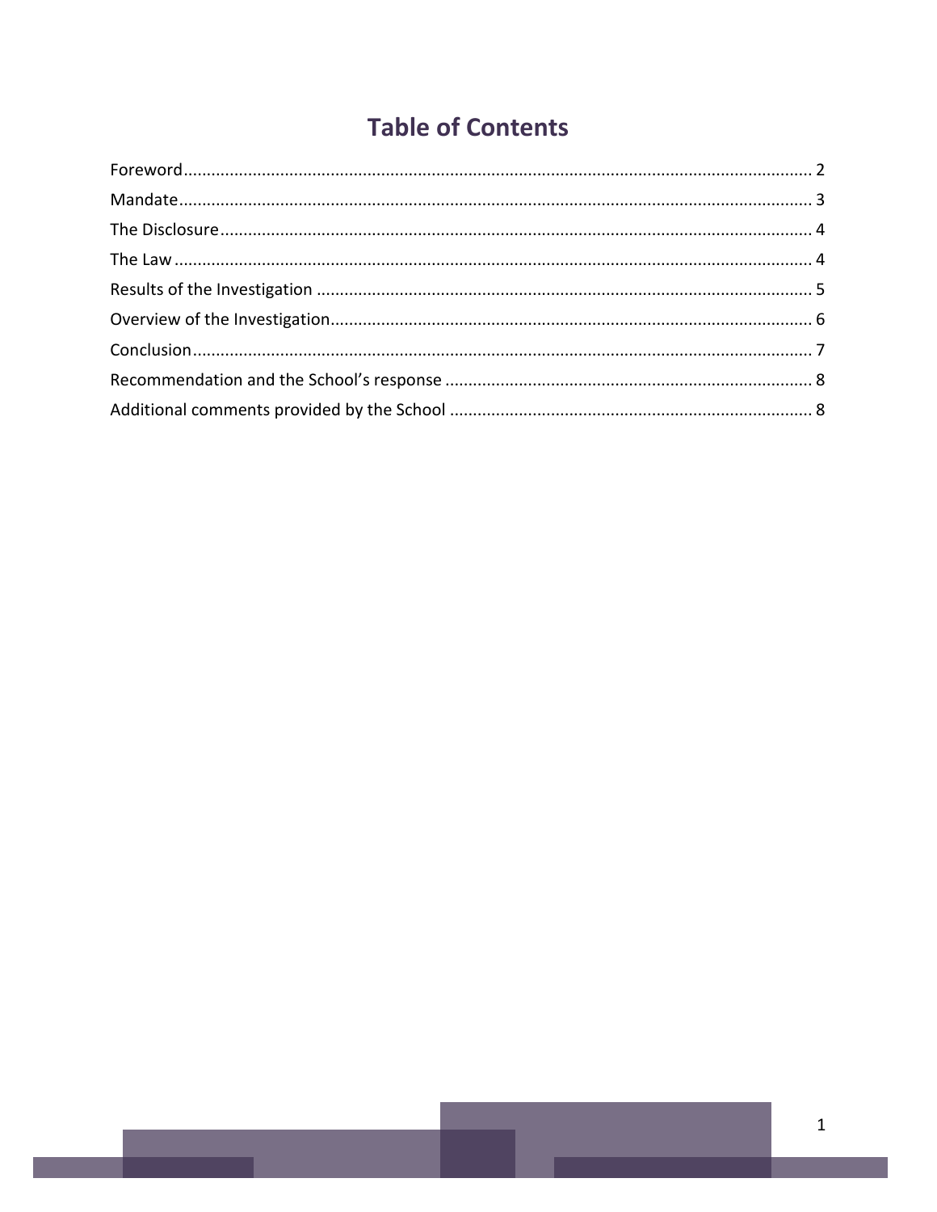# Table of Contents

Foreword........................................................................................................................................ 2
Mandate......................................................................................................................................... 3
The Disclosure................................................................................................................................ 4
The Law ......................................................................................................................................... 4
Results of the Investigation ........................................................................................................... 5
Overview of the Investigation........................................................................................................ 6
Conclusion..................................................................................................................................... 7
Recommendation and the School's response ................................................................................ 8
Additional comments provided by the School ............................................................................... 8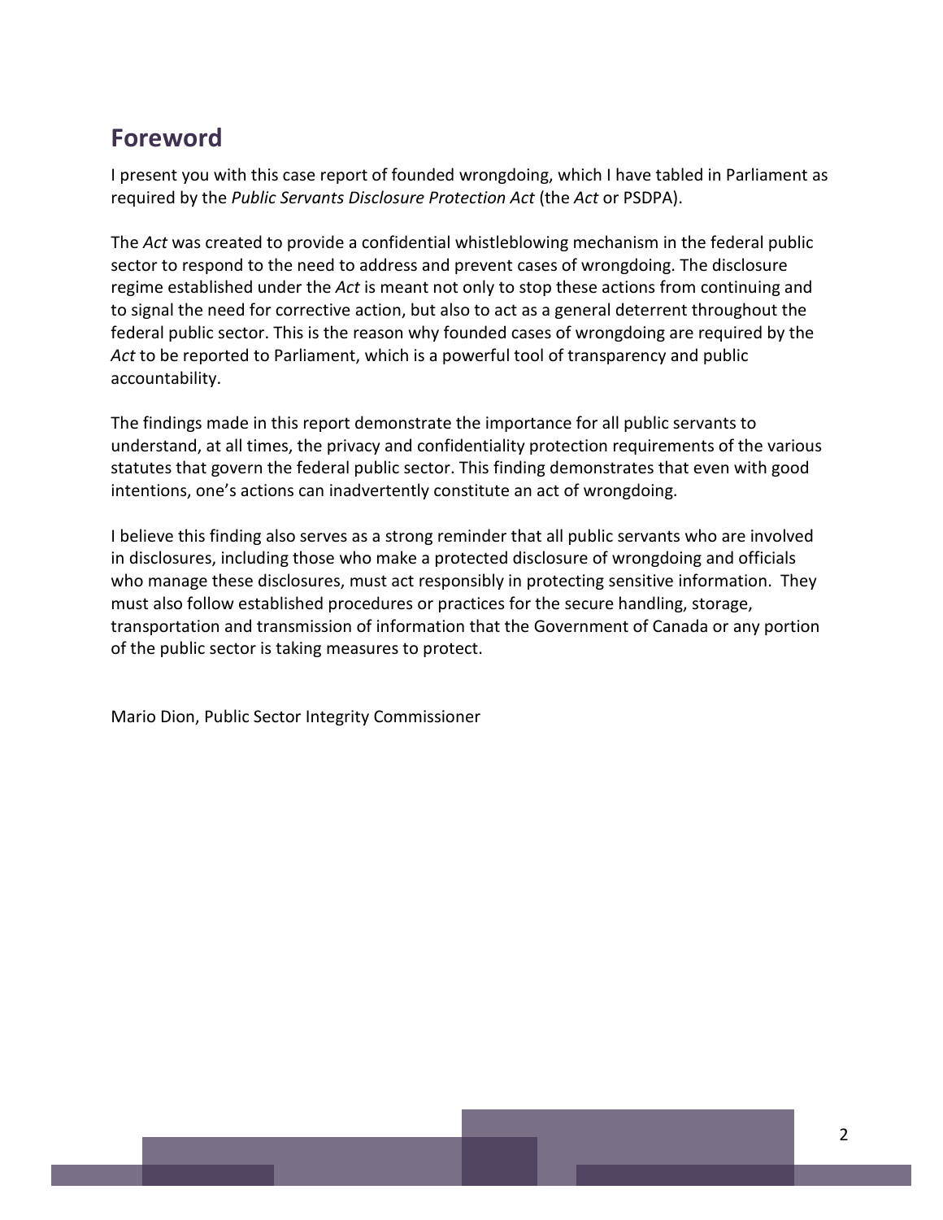## Foreword

I present you with this case report of founded wrongdoing, which I have tabled in Parliament as required by the *Public Servants Disclosure Protection Act* (the *Act* or PSDPA).

The *Act* was created to provide a confidential whistleblowing mechanism in the federal public sector to respond to the need to address and prevent cases of wrongdoing. The disclosure regime established under the *Act* is meant not only to stop these actions from continuing and to signal the need for corrective action, but also to act as a general deterrent throughout the federal public sector. This is the reason why founded cases of wrongdoing are required by the *Act* to be reported to Parliament, which is a powerful tool of transparency and public accountability.

The findings made in this report demonstrate the importance for all public servants to understand, at all times, the privacy and confidentiality protection requirements of the various statutes that govern the federal public sector. This finding demonstrates that even with good intentions, one's actions can inadvertently constitute an act of wrongdoing.

I believe this finding also serves as a strong reminder that all public servants who are involved in disclosures, including those who make a protected disclosure of wrongdoing and officials who manage these disclosures, must act responsibly in protecting sensitive information. They must also follow established procedures or practices for the secure handling, storage, transportation and transmission of information that the Government of Canada or any portion of the public sector is taking measures to protect.

Mario Dion, Public Sector Integrity Commissioner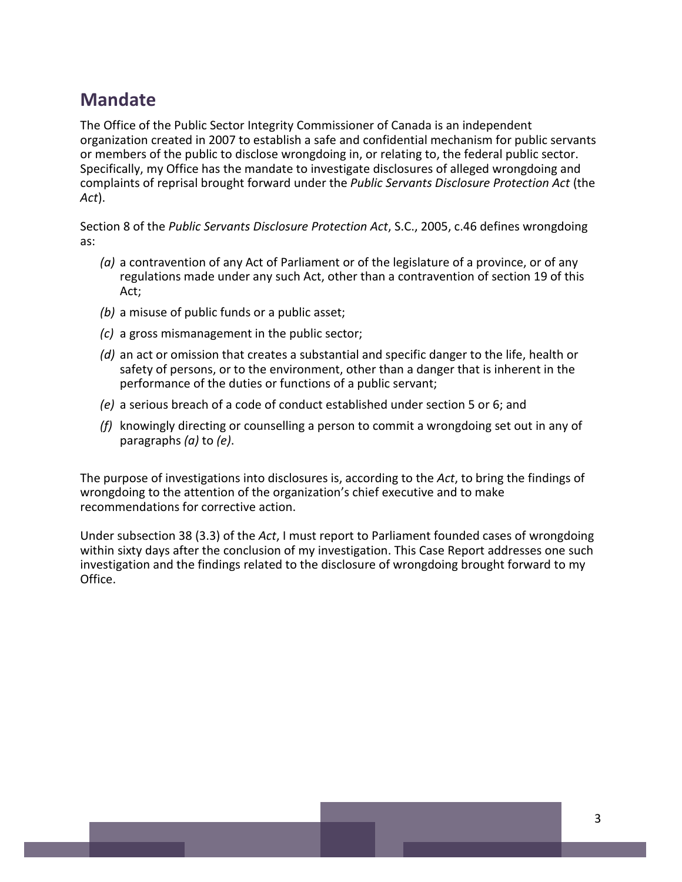## Mandate

The Office of the Public Sector Integrity Commissioner of Canada is an independent organization created in 2007 to establish a safe and confidential mechanism for public servants or members of the public to disclose wrongdoing in, or relating to, the federal public sector. Specifically, my Office has the mandate to investigate disclosures of alleged wrongdoing and complaints of reprisal brought forward under the *Public Servants Disclosure Protection Act* (the *Act*).

Section 8 of the *Public Servants Disclosure Protection Act*, S.C., 2005, c.46 defines wrongdoing as:

- *(a)* a contravention of any Act of Parliament or of the legislature of a province, or of any regulations made under any such Act, other than a contravention of section 19 of this Act;
- *(b)* a misuse of public funds or a public asset;
- *(c)* a gross mismanagement in the public sector;
- *(d)* an act or omission that creates a substantial and specific danger to the life, health or safety of persons, or to the environment, other than a danger that is inherent in the performance of the duties or functions of a public servant;
- *(e)* a serious breach of a code of conduct established under section 5 or 6; and
- *(f)* knowingly directing or counselling a person to commit a wrongdoing set out in any of paragraphs *(a)* to *(e)*.

The purpose of investigations into disclosures is, according to the *Act*, to bring the findings of wrongdoing to the attention of the organization's chief executive and to make recommendations for corrective action.

Under subsection 38 (3.3) of the *Act*, I must report to Parliament founded cases of wrongdoing within sixty days after the conclusion of my investigation. This Case Report addresses one such investigation and the findings related to the disclosure of wrongdoing brought forward to my Office.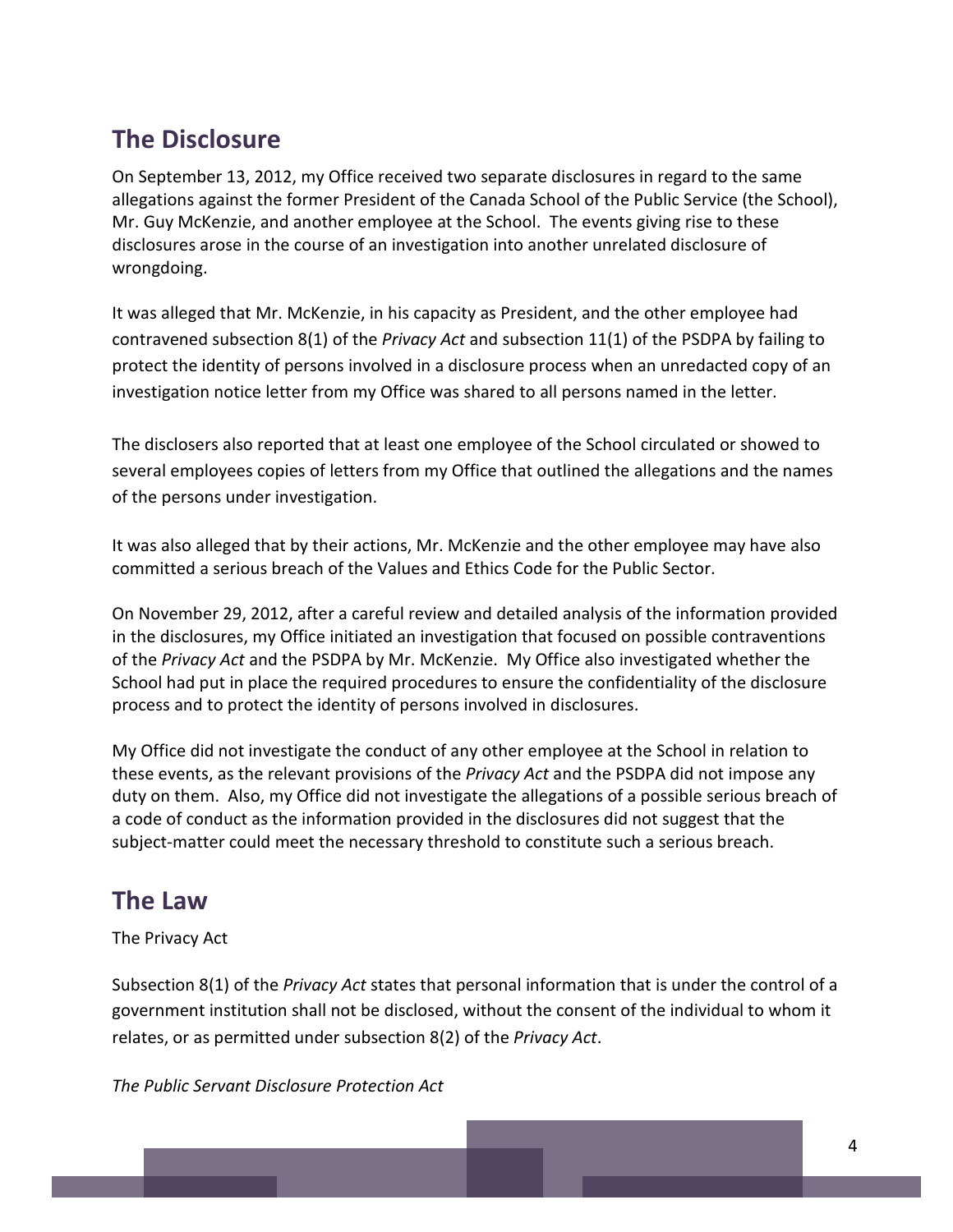## The Disclosure

On September 13, 2012, my Office received two separate disclosures in regard to the same allegations against the former President of the Canada School of the Public Service (the School), Mr. Guy McKenzie, and another employee at the School. The events giving rise to these disclosures arose in the course of an investigation into another unrelated disclosure of wrongdoing.

It was alleged that Mr. McKenzie, in his capacity as President, and the other employee had contravened subsection 8(1) of the *Privacy Act* and subsection 11(1) of the PSDPA by failing to protect the identity of persons involved in a disclosure process when an unredacted copy of an investigation notice letter from my Office was shared to all persons named in the letter.

The disclosers also reported that at least one employee of the School circulated or showed to several employees copies of letters from my Office that outlined the allegations and the names of the persons under investigation.

It was also alleged that by their actions, Mr. McKenzie and the other employee may have also committed a serious breach of the Values and Ethics Code for the Public Sector.

On November 29, 2012, after a careful review and detailed analysis of the information provided in the disclosures, my Office initiated an investigation that focused on possible contraventions of the *Privacy Act* and the PSDPA by Mr. McKenzie. My Office also investigated whether the School had put in place the required procedures to ensure the confidentiality of the disclosure process and to protect the identity of persons involved in disclosures.

My Office did not investigate the conduct of any other employee at the School in relation to these events, as the relevant provisions of the *Privacy Act* and the PSDPA did not impose any duty on them. Also, my Office did not investigate the allegations of a possible serious breach of a code of conduct as the information provided in the disclosures did not suggest that the subject-matter could meet the necessary threshold to constitute such a serious breach.

## The Law

The Privacy Act

Subsection 8(1) of the *Privacy Act* states that personal information that is under the control of a government institution shall not be disclosed, without the consent of the individual to whom it relates, or as permitted under subsection 8(2) of the *Privacy Act*.

*The Public Servant Disclosure Protection Act*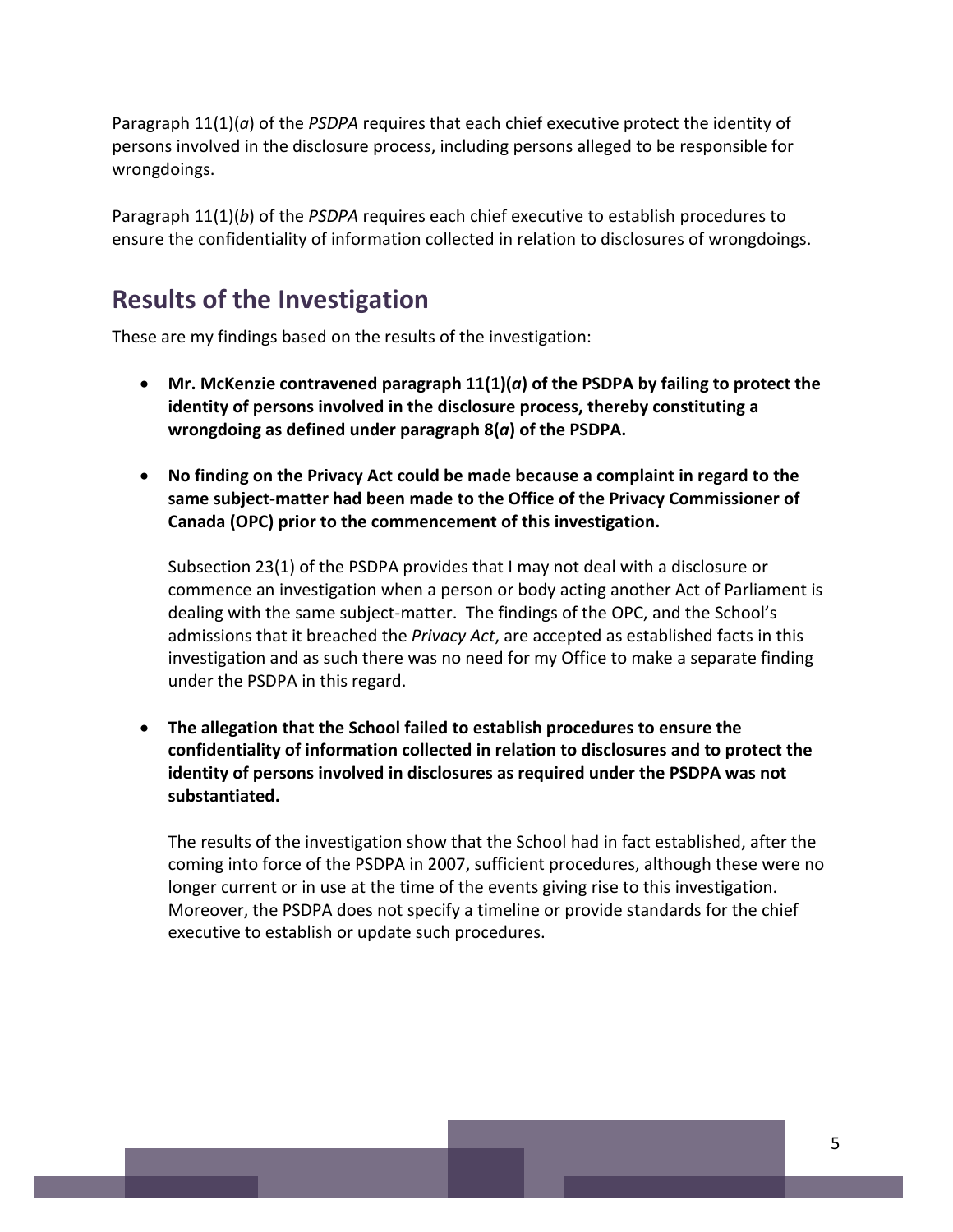Paragraph 11(1)(*a*) of the *PSDPA* requires that each chief executive protect the identity of persons involved in the disclosure process, including persons alleged to be responsible for wrongdoings.

Paragraph 11(1)(*b*) of the *PSDPA* requires each chief executive to establish procedures to ensure the confidentiality of information collected in relation to disclosures of wrongdoings.

## Results of the Investigation

These are my findings based on the results of the investigation:

- **Mr. McKenzie contravened paragraph 11(1)(*a*) of the PSDPA by failing to protect the identity of persons involved in the disclosure process, thereby constituting a wrongdoing as defined under paragraph 8(*a*) of the PSDPA.**

- **No finding on the Privacy Act could be made because a complaint in regard to the same subject-matter had been made to the Office of the Privacy Commissioner of Canada (OPC) prior to the commencement of this investigation.**

  Subsection 23(1) of the PSDPA provides that I may not deal with a disclosure or commence an investigation when a person or body acting another Act of Parliament is dealing with the same subject-matter. The findings of the OPC, and the School's admissions that it breached the *Privacy Act*, are accepted as established facts in this investigation and as such there was no need for my Office to make a separate finding under the PSDPA in this regard.

- **The allegation that the School failed to establish procedures to ensure the confidentiality of information collected in relation to disclosures and to protect the identity of persons involved in disclosures as required under the PSDPA was not substantiated.**

  The results of the investigation show that the School had in fact established, after the coming into force of the PSDPA in 2007, sufficient procedures, although these were no longer current or in use at the time of the events giving rise to this investigation. Moreover, the PSDPA does not specify a timeline or provide standards for the chief executive to establish or update such procedures.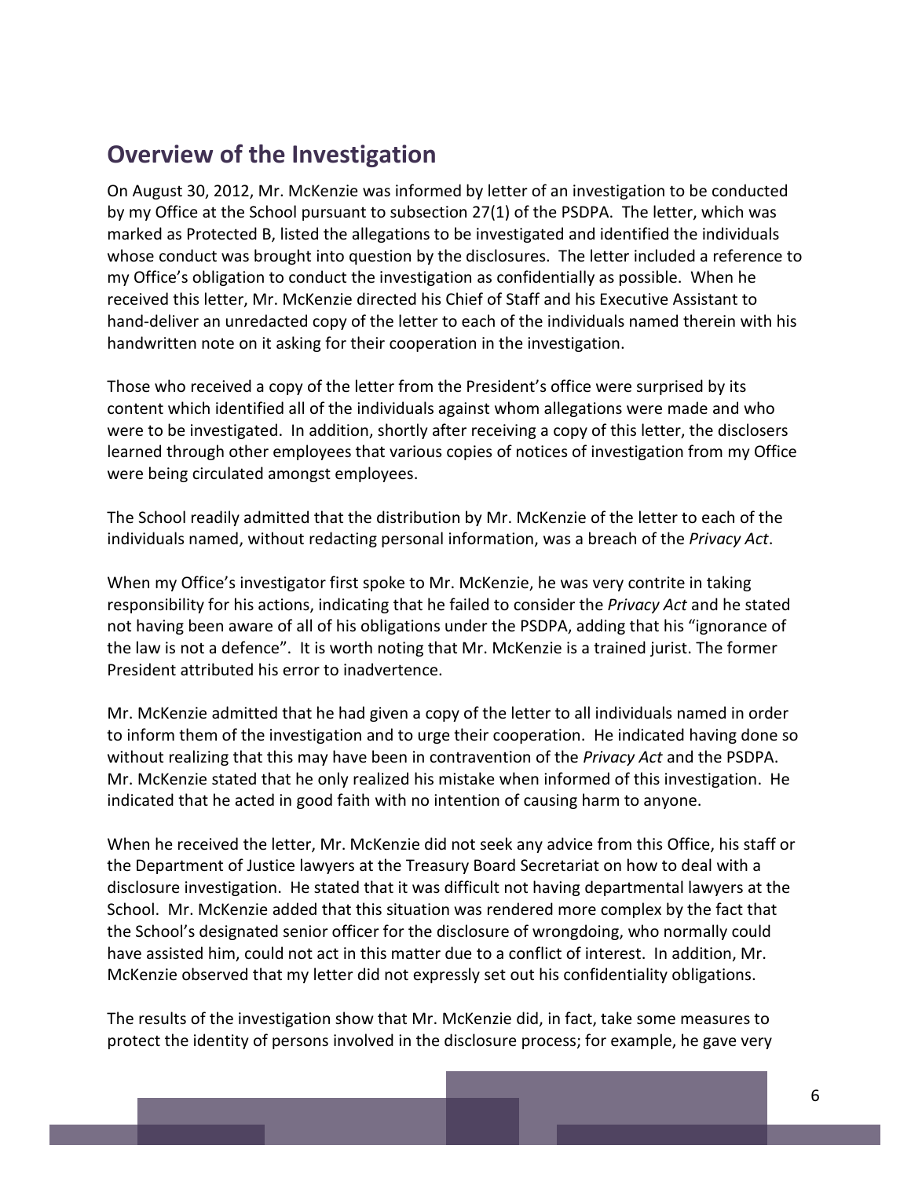## Overview of the Investigation

On August 30, 2012, Mr. McKenzie was informed by letter of an investigation to be conducted by my Office at the School pursuant to subsection 27(1) of the PSDPA. The letter, which was marked as Protected B, listed the allegations to be investigated and identified the individuals whose conduct was brought into question by the disclosures. The letter included a reference to my Office's obligation to conduct the investigation as confidentially as possible. When he received this letter, Mr. McKenzie directed his Chief of Staff and his Executive Assistant to hand-deliver an unredacted copy of the letter to each of the individuals named therein with his handwritten note on it asking for their cooperation in the investigation.

Those who received a copy of the letter from the President's office were surprised by its content which identified all of the individuals against whom allegations were made and who were to be investigated. In addition, shortly after receiving a copy of this letter, the disclosers learned through other employees that various copies of notices of investigation from my Office were being circulated amongst employees.

The School readily admitted that the distribution by Mr. McKenzie of the letter to each of the individuals named, without redacting personal information, was a breach of the *Privacy Act*.

When my Office's investigator first spoke to Mr. McKenzie, he was very contrite in taking responsibility for his actions, indicating that he failed to consider the *Privacy Act* and he stated not having been aware of all of his obligations under the PSDPA, adding that his "ignorance of the law is not a defence". It is worth noting that Mr. McKenzie is a trained jurist. The former President attributed his error to inadvertence.

Mr. McKenzie admitted that he had given a copy of the letter to all individuals named in order to inform them of the investigation and to urge their cooperation. He indicated having done so without realizing that this may have been in contravention of the *Privacy Act* and the PSDPA. Mr. McKenzie stated that he only realized his mistake when informed of this investigation. He indicated that he acted in good faith with no intention of causing harm to anyone.

When he received the letter, Mr. McKenzie did not seek any advice from this Office, his staff or the Department of Justice lawyers at the Treasury Board Secretariat on how to deal with a disclosure investigation. He stated that it was difficult not having departmental lawyers at the School. Mr. McKenzie added that this situation was rendered more complex by the fact that the School's designated senior officer for the disclosure of wrongdoing, who normally could have assisted him, could not act in this matter due to a conflict of interest. In addition, Mr. McKenzie observed that my letter did not expressly set out his confidentiality obligations.

The results of the investigation show that Mr. McKenzie did, in fact, take some measures to protect the identity of persons involved in the disclosure process; for example, he gave very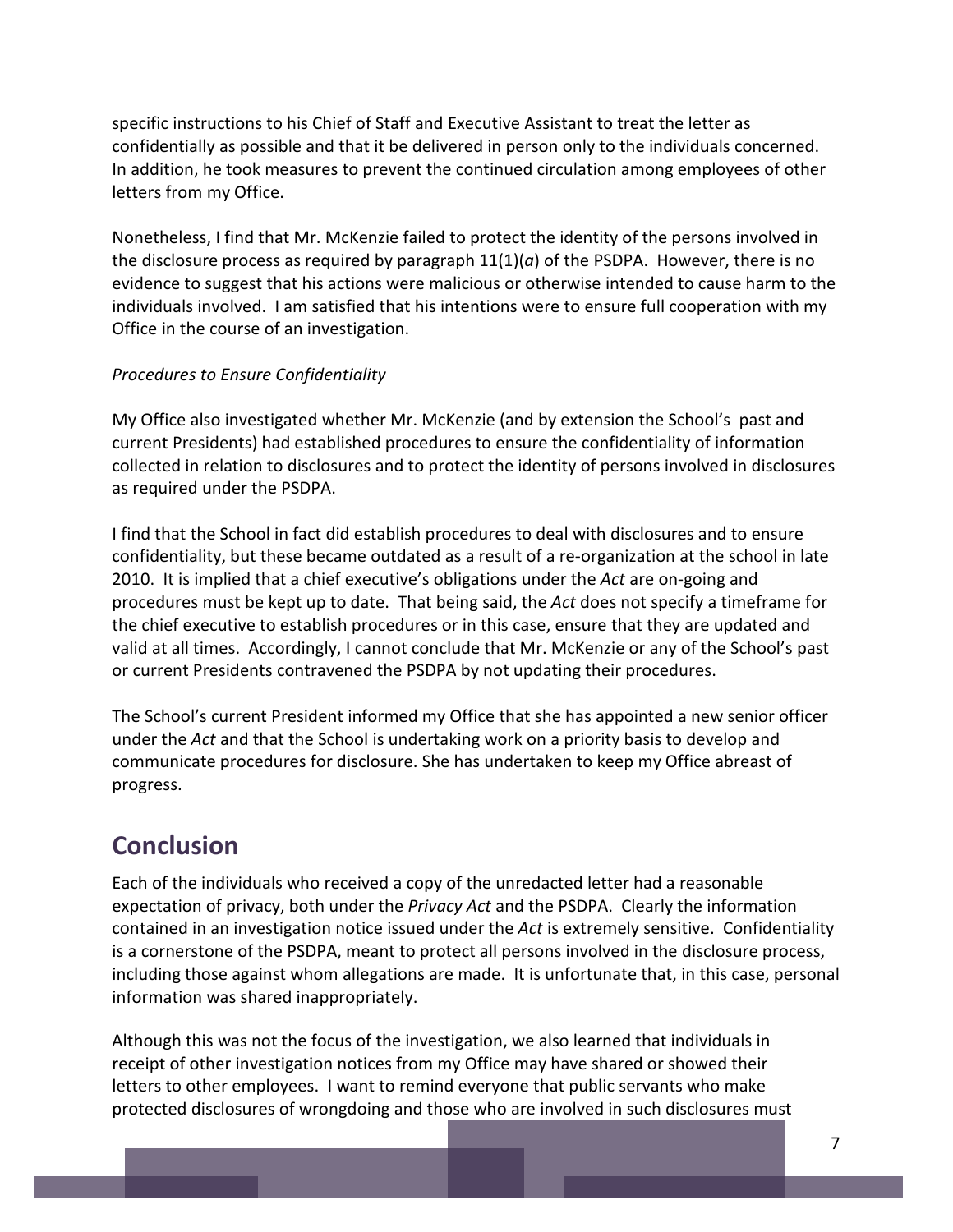specific instructions to his Chief of Staff and Executive Assistant to treat the letter as confidentially as possible and that it be delivered in person only to the individuals concerned. In addition, he took measures to prevent the continued circulation among employees of other letters from my Office.

Nonetheless, I find that Mr. McKenzie failed to protect the identity of the persons involved in the disclosure process as required by paragraph 11(1)(*a*) of the PSDPA. However, there is no evidence to suggest that his actions were malicious or otherwise intended to cause harm to the individuals involved. I am satisfied that his intentions were to ensure full cooperation with my Office in the course of an investigation.

*Procedures to Ensure Confidentiality*

My Office also investigated whether Mr. McKenzie (and by extension the School's past and current Presidents) had established procedures to ensure the confidentiality of information collected in relation to disclosures and to protect the identity of persons involved in disclosures as required under the PSDPA.

I find that the School in fact did establish procedures to deal with disclosures and to ensure confidentiality, but these became outdated as a result of a re-organization at the school in late 2010. It is implied that a chief executive's obligations under the *Act* are on-going and procedures must be kept up to date. That being said, the *Act* does not specify a timeframe for the chief executive to establish procedures or in this case, ensure that they are updated and valid at all times. Accordingly, I cannot conclude that Mr. McKenzie or any of the School's past or current Presidents contravened the PSDPA by not updating their procedures.

The School's current President informed my Office that she has appointed a new senior officer under the *Act* and that the School is undertaking work on a priority basis to develop and communicate procedures for disclosure. She has undertaken to keep my Office abreast of progress.

## Conclusion

Each of the individuals who received a copy of the unredacted letter had a reasonable expectation of privacy, both under the *Privacy Act* and the PSDPA. Clearly the information contained in an investigation notice issued under the *Act* is extremely sensitive. Confidentiality is a cornerstone of the PSDPA, meant to protect all persons involved in the disclosure process, including those against whom allegations are made. It is unfortunate that, in this case, personal information was shared inappropriately.

Although this was not the focus of the investigation, we also learned that individuals in receipt of other investigation notices from my Office may have shared or showed their letters to other employees. I want to remind everyone that public servants who make protected disclosures of wrongdoing and those who are involved in such disclosures must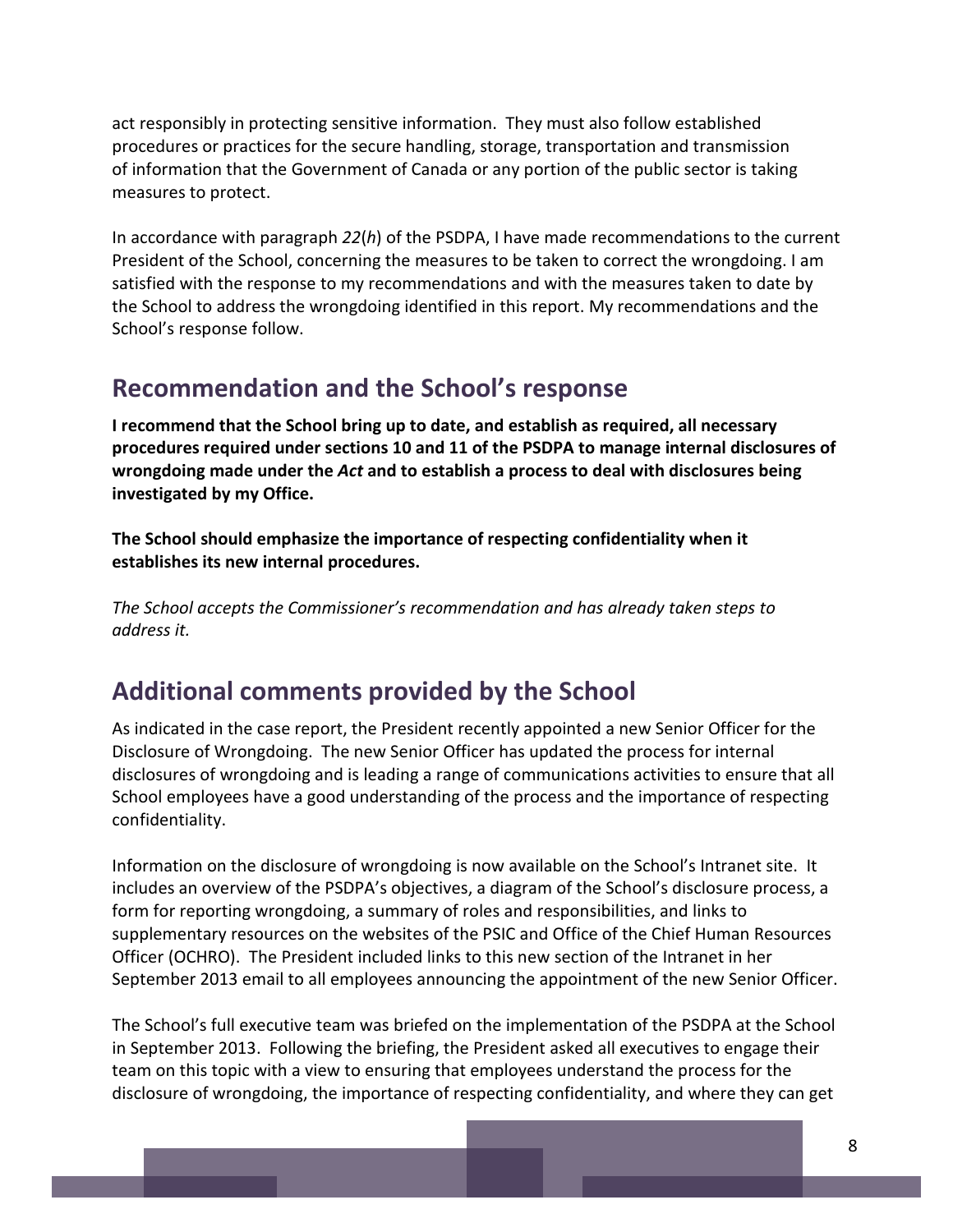act responsibly in protecting sensitive information. They must also follow established procedures or practices for the secure handling, storage, transportation and transmission of information that the Government of Canada or any portion of the public sector is taking measures to protect.

In accordance with paragraph *22*(*h*) of the PSDPA, I have made recommendations to the current President of the School, concerning the measures to be taken to correct the wrongdoing. I am satisfied with the response to my recommendations and with the measures taken to date by the School to address the wrongdoing identified in this report. My recommendations and the School's response follow.

## Recommendation and the School's response

**I recommend that the School bring up to date, and establish as required, all necessary procedures required under sections 10 and 11 of the PSDPA to manage internal disclosures of wrongdoing made under the *Act* and to establish a process to deal with disclosures being investigated by my Office.**

**The School should emphasize the importance of respecting confidentiality when it establishes its new internal procedures.**

*The School accepts the Commissioner's recommendation and has already taken steps to address it.*

## Additional comments provided by the School

As indicated in the case report, the President recently appointed a new Senior Officer for the Disclosure of Wrongdoing. The new Senior Officer has updated the process for internal disclosures of wrongdoing and is leading a range of communications activities to ensure that all School employees have a good understanding of the process and the importance of respecting confidentiality.

Information on the disclosure of wrongdoing is now available on the School's Intranet site. It includes an overview of the PSDPA's objectives, a diagram of the School's disclosure process, a form for reporting wrongdoing, a summary of roles and responsibilities, and links to supplementary resources on the websites of the PSIC and Office of the Chief Human Resources Officer (OCHRO). The President included links to this new section of the Intranet in her September 2013 email to all employees announcing the appointment of the new Senior Officer.

The School's full executive team was briefed on the implementation of the PSDPA at the School in September 2013. Following the briefing, the President asked all executives to engage their team on this topic with a view to ensuring that employees understand the process for the disclosure of wrongdoing, the importance of respecting confidentiality, and where they can get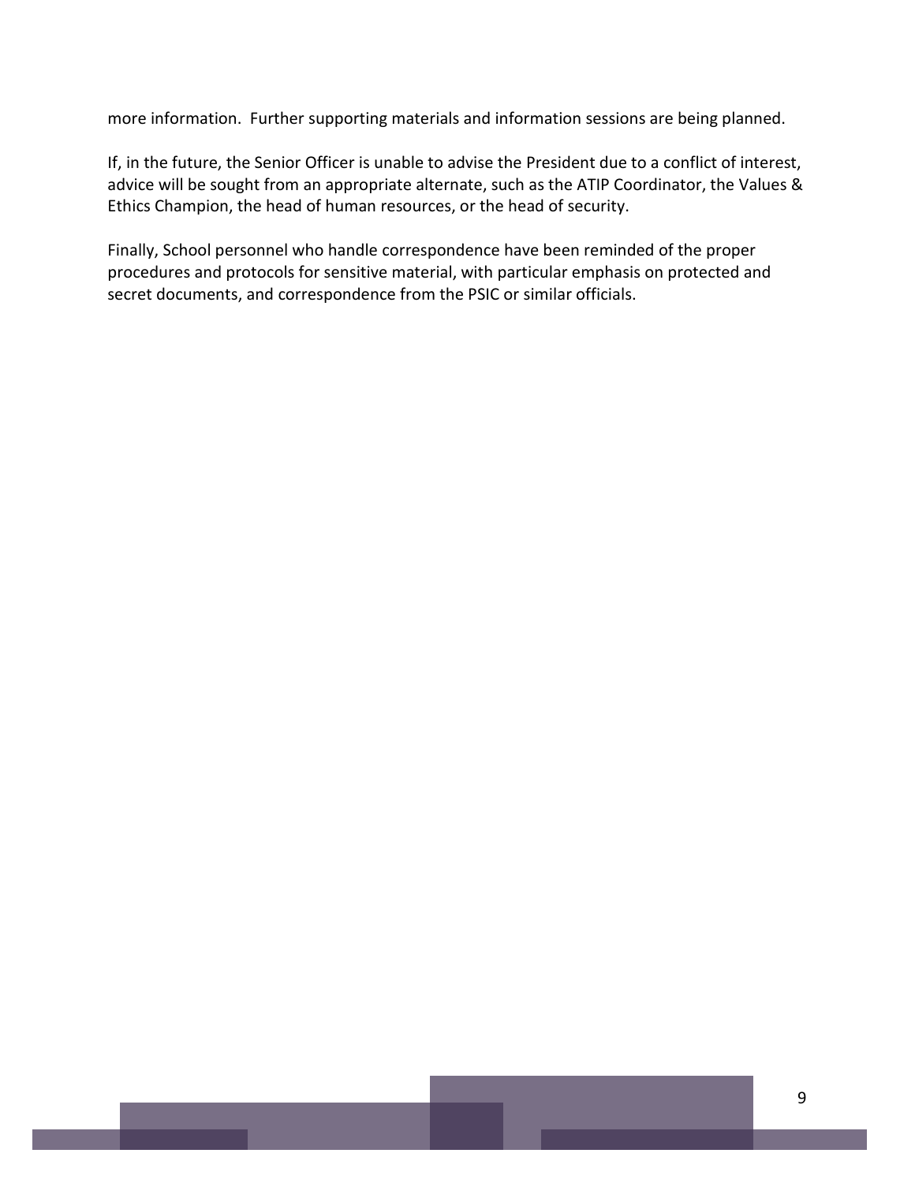more information. Further supporting materials and information sessions are being planned.

If, in the future, the Senior Officer is unable to advise the President due to a conflict of interest, advice will be sought from an appropriate alternate, such as the ATIP Coordinator, the Values & Ethics Champion, the head of human resources, or the head of security.

Finally, School personnel who handle correspondence have been reminded of the proper procedures and protocols for sensitive material, with particular emphasis on protected and secret documents, and correspondence from the PSIC or similar officials.